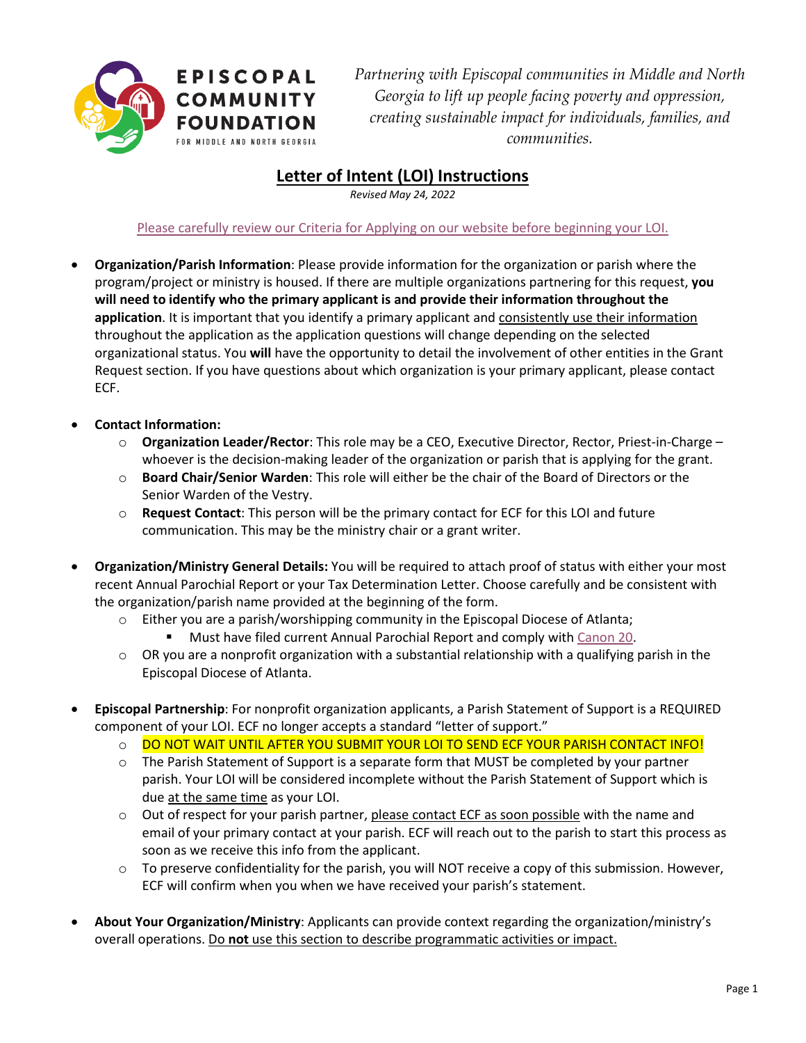**EPISCOPAL COMMUNITY FOUNDATION**
FOR MIDDLE AND NORTH GEORGIA

*Partnering with Episcopal communities in Middle and North Georgia to lift up people facing poverty and oppression, creating sustainable impact for individuals, families, and communities.*

# Letter of Intent (LOI) Instructions

*Revised May 24, 2022*

Please carefully review our Criteria for Applying on our website before beginning your LOI.

- **Organization/Parish Information**: Please provide information for the organization or parish where the program/project or ministry is housed. If there are multiple organizations partnering for this request, **you will need to identify who the primary applicant is and provide their information throughout the application**. It is important that you identify a primary applicant and consistently use their information throughout the application as the application questions will change depending on the selected organizational status. You **will** have the opportunity to detail the involvement of other entities in the Grant Request section. If you have questions about which organization is your primary applicant, please contact ECF.

- **Contact Information:**
  - **Organization Leader/Rector**: This role may be a CEO, Executive Director, Rector, Priest-in-Charge – whoever is the decision-making leader of the organization or parish that is applying for the grant.
  - **Board Chair/Senior Warden**: This role will either be the chair of the Board of Directors or the Senior Warden of the Vestry.
  - **Request Contact**: This person will be the primary contact for ECF for this LOI and future communication. This may be the ministry chair or a grant writer.

- **Organization/Ministry General Details:** You will be required to attach proof of status with either your most recent Annual Parochial Report or your Tax Determination Letter. Choose carefully and be consistent with the organization/parish name provided at the beginning of the form.
  - Either you are a parish/worshipping community in the Episcopal Diocese of Atlanta;
    - Must have filed current Annual Parochial Report and comply with Canon 20.
  - OR you are a nonprofit organization with a substantial relationship with a qualifying parish in the Episcopal Diocese of Atlanta.

- **Episcopal Partnership**: For nonprofit organization applicants, a Parish Statement of Support is a REQUIRED component of your LOI. ECF no longer accepts a standard "letter of support."
  - DO NOT WAIT UNTIL AFTER YOU SUBMIT YOUR LOI TO SEND ECF YOUR PARISH CONTACT INFO!
  - The Parish Statement of Support is a separate form that MUST be completed by your partner parish. Your LOI will be considered incomplete without the Parish Statement of Support which is due at the same time as your LOI.
  - Out of respect for your parish partner, please contact ECF as soon possible with the name and email of your primary contact at your parish. ECF will reach out to the parish to start this process as soon as we receive this info from the applicant.
  - To preserve confidentiality for the parish, you will NOT receive a copy of this submission. However, ECF will confirm when you when we have received your parish's statement.

- **About Your Organization/Ministry**: Applicants can provide context regarding the organization/ministry's overall operations. Do **not** use this section to describe programmatic activities or impact.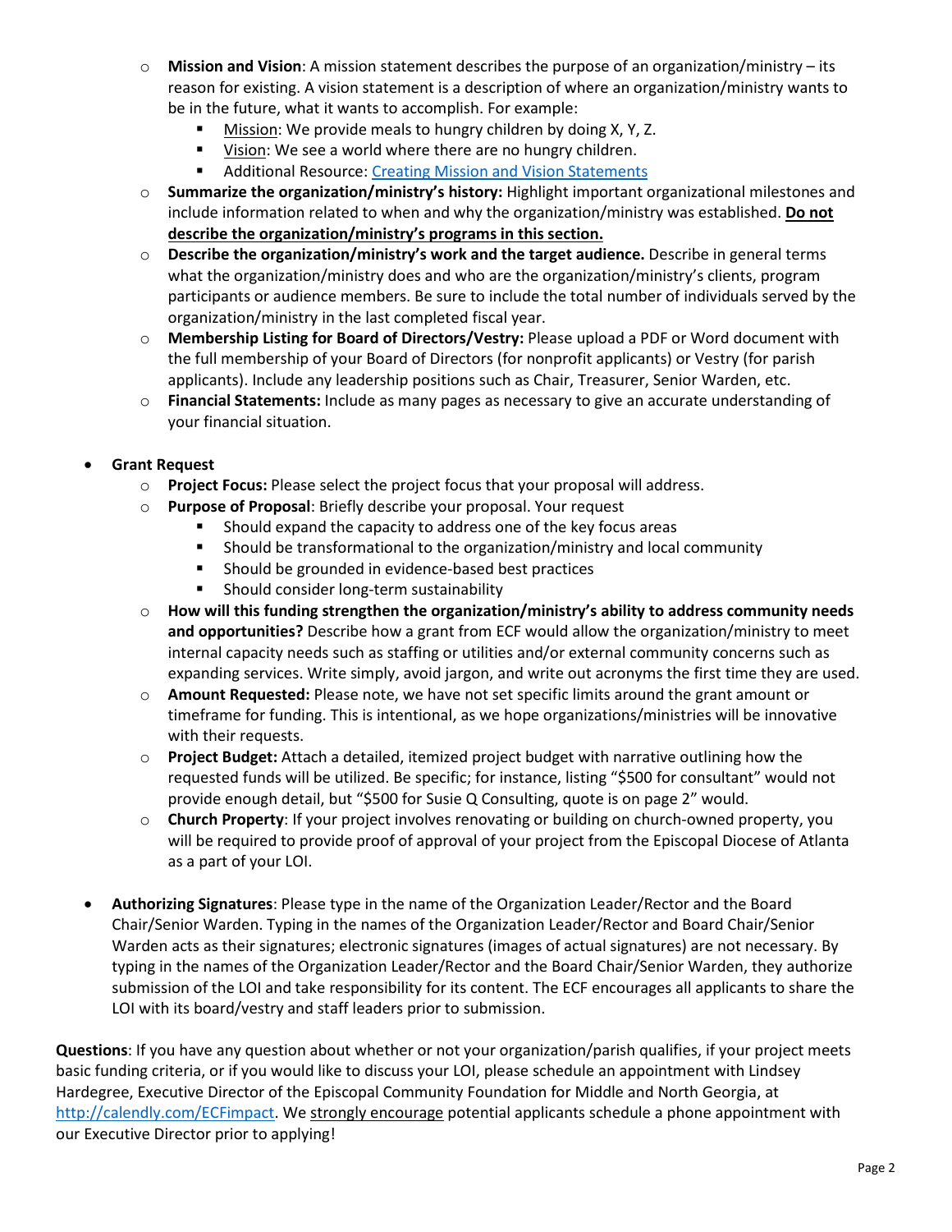- **Mission and Vision**: A mission statement describes the purpose of an organization/ministry – its reason for existing. A vision statement is a description of where an organization/ministry wants to be in the future, what it wants to accomplish. For example:
  - Mission: We provide meals to hungry children by doing X, Y, Z.
  - Vision: We see a world where there are no hungry children.
  - Additional Resource: [Creating Mission and Vision Statements]()
- **Summarize the organization/ministry's history:** Highlight important organizational milestones and include information related to when and why the organization/ministry was established. **Do not describe the organization/ministry's programs in this section.**
- **Describe the organization/ministry's work and the target audience.** Describe in general terms what the organization/ministry does and who are the organization/ministry's clients, program participants or audience members. Be sure to include the total number of individuals served by the organization/ministry in the last completed fiscal year.
- **Membership Listing for Board of Directors/Vestry:** Please upload a PDF or Word document with the full membership of your Board of Directors (for nonprofit applicants) or Vestry (for parish applicants). Include any leadership positions such as Chair, Treasurer, Senior Warden, etc.
- **Financial Statements:** Include as many pages as necessary to give an accurate understanding of your financial situation.

- **Grant Request**
  - **Project Focus:** Please select the project focus that your proposal will address.
  - **Purpose of Proposal**: Briefly describe your proposal. Your request
    - Should expand the capacity to address one of the key focus areas
    - Should be transformational to the organization/ministry and local community
    - Should be grounded in evidence-based best practices
    - Should consider long-term sustainability
  - **How will this funding strengthen the organization/ministry's ability to address community needs and opportunities?** Describe how a grant from ECF would allow the organization/ministry to meet internal capacity needs such as staffing or utilities and/or external community concerns such as expanding services. Write simply, avoid jargon, and write out acronyms the first time they are used.
  - **Amount Requested:** Please note, we have not set specific limits around the grant amount or timeframe for funding. This is intentional, as we hope organizations/ministries will be innovative with their requests.
  - **Project Budget:** Attach a detailed, itemized project budget with narrative outlining how the requested funds will be utilized. Be specific; for instance, listing "$500 for consultant" would not provide enough detail, but "$500 for Susie Q Consulting, quote is on page 2" would.
  - **Church Property**: If your project involves renovating or building on church-owned property, you will be required to provide proof of approval of your project from the Episcopal Diocese of Atlanta as a part of your LOI.

- **Authorizing Signatures**: Please type in the name of the Organization Leader/Rector and the Board Chair/Senior Warden. Typing in the names of the Organization Leader/Rector and Board Chair/Senior Warden acts as their signatures; electronic signatures (images of actual signatures) are not necessary. By typing in the names of the Organization Leader/Rector and the Board Chair/Senior Warden, they authorize submission of the LOI and take responsibility for its content. The ECF encourages all applicants to share the LOI with its board/vestry and staff leaders prior to submission.

**Questions**: If you have any question about whether or not your organization/parish qualifies, if your project meets basic funding criteria, or if you would like to discuss your LOI, please schedule an appointment with Lindsey Hardegree, Executive Director of the Episcopal Community Foundation for Middle and North Georgia, at [http://calendly.com/ECFimpact](http://calendly.com/ECFimpact). We strongly encourage potential applicants schedule a phone appointment with our Executive Director prior to applying!